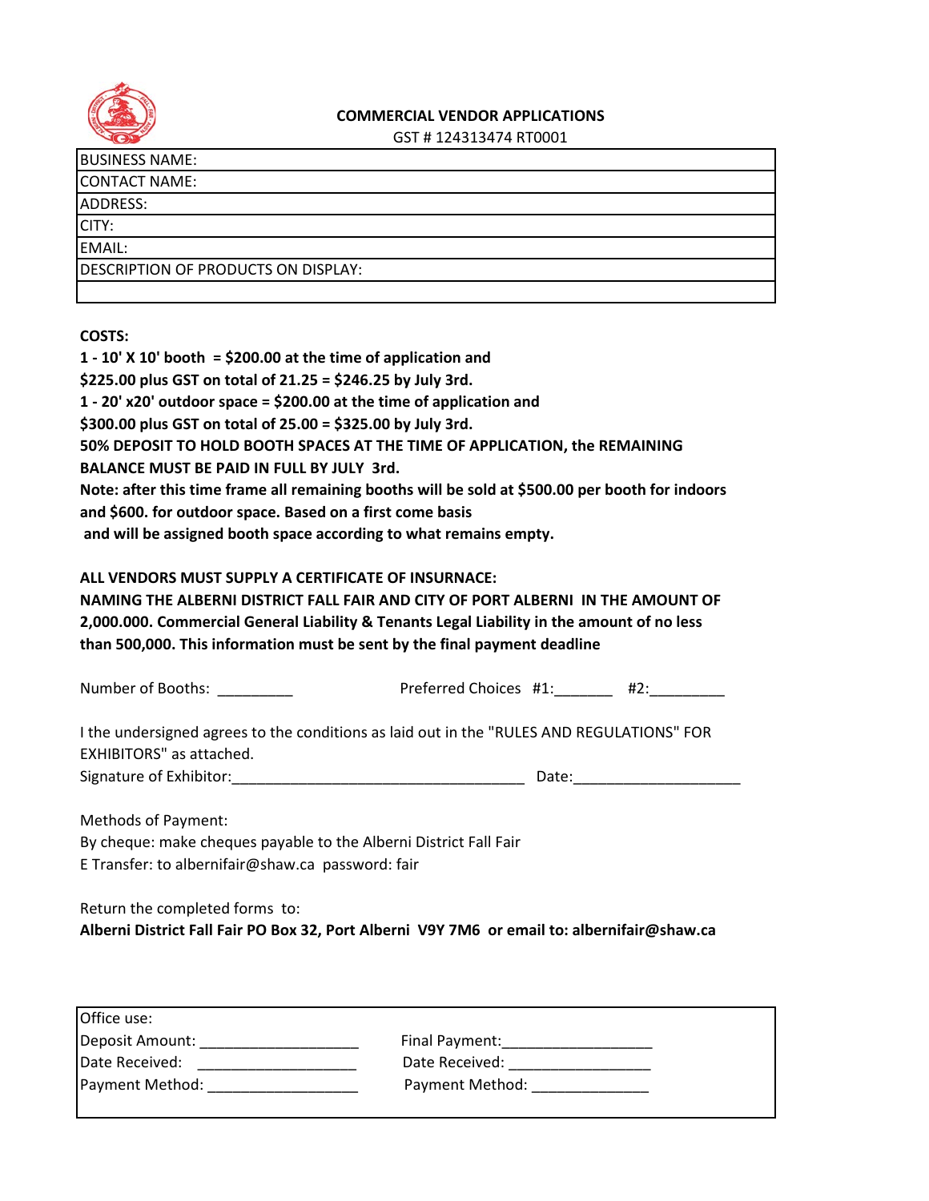## COMMERCIAL VENDOR APPLICATIONS

GST # 124313474 RT0001

| BUSINESS NAME: |
|---|
| CONTACT NAME: |
| ADDRESS: |
| CITY: |
| EMAIL: |
| DESCRIPTION OF PRODUCTS ON DISPLAY: |
| |

**COSTS:**

**1 - 10' X 10' booth = $200.00 at the time of application and**
**$225.00 plus GST on total of 21.25 = $246.25 by July 3rd.**
**1 - 20' x20' outdoor space = $200.00 at the time of application and**
**$300.00 plus GST on total of 25.00 = $325.00 by July 3rd.**
**50% DEPOSIT TO HOLD BOOTH SPACES AT THE TIME OF APPLICATION, the REMAINING BALANCE MUST BE PAID IN FULL BY JULY 3rd.**
**Note: after this time frame all remaining booths will be sold at $500.00 per booth for indoors and $600. for outdoor space. Based on a first come basis and will be assigned booth space according to what remains empty.**

**ALL VENDORS MUST SUPPLY A CERTIFICATE OF INSURNACE:**
**NAMING THE ALBERNI DISTRICT FALL FAIR AND CITY OF PORT ALBERNI IN THE AMOUNT OF 2,000.000. Commercial General Liability & Tenants Legal Liability in the amount of no less than 500,000. This information must be sent by the final payment deadline**

Number of Booths: _________ Preferred Choices #1:_______ #2:_________

I the undersigned agrees to the conditions as laid out in the "RULES AND REGULATIONS" FOR EXHIBITORS" as attached.
Signature of Exhibitor:___________________________________ Date:____________________

Methods of Payment:
By cheque: make cheques payable to the Alberni District Fall Fair
E Transfer: to albernifair@shaw.ca password: fair

Return the completed forms to:
**Alberni District Fall Fair PO Box 32, Port Alberni V9Y 7M6 or email to: albernifair@shaw.ca**

| Office use: | |
|---|---|
| Deposit Amount: ___________________ | Final Payment:__________________ |
| Date Received: ___________________ | Date Received: _________________ |
| Payment Method: __________________ | Payment Method: ______________ |